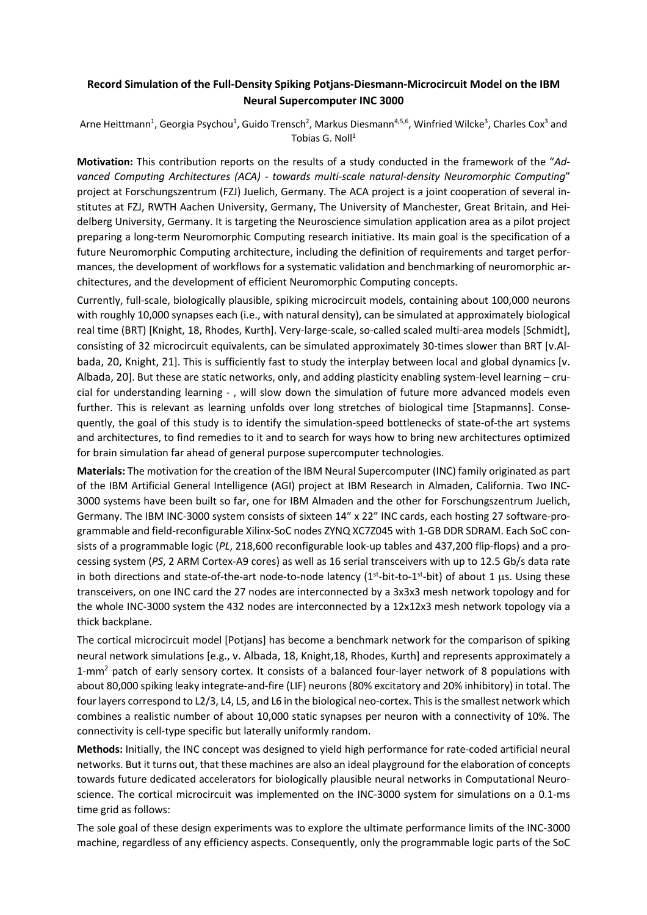# Record Simulation of the Full-Density Spiking Potjans-Diesmann-Microcircuit Model on the IBM Neural Supercomputer INC 3000

Arne Heittmann[1], Georgia Psychou[1], Guido Trensch[2], Markus Diesmann[4,5,6], Winfried Wilcke[3], Charles Cox[3] and Tobias G. Noll[1]

**Motivation:** This contribution reports on the results of a study conducted in the framework of the "*Advanced Computing Architectures (ACA) - towards multi-scale natural-density Neuromorphic Computing*" project at Forschungszentrum (FZJ) Juelich, Germany. The ACA project is a joint cooperation of several institutes at FZJ, RWTH Aachen University, Germany, The University of Manchester, Great Britain, and Heidelberg University, Germany. It is targeting the Neuroscience simulation application area as a pilot project preparing a long-term Neuromorphic Computing research initiative. Its main goal is the specification of a future Neuromorphic Computing architecture, including the definition of requirements and target performances, the development of workflows for a systematic validation and benchmarking of neuromorphic architectures, and the development of efficient Neuromorphic Computing concepts.

Currently, full-scale, biologically plausible, spiking microcircuit models, containing about 100,000 neurons with roughly 10,000 synapses each (i.e., with natural density), can be simulated at approximately biological real time (BRT) [Knight, 18, Rhodes, Kurth]. Very-large-scale, so-called scaled multi-area models [Schmidt], consisting of 32 microcircuit equivalents, can be simulated approximately 30-times slower than BRT [v.Albada, 20, Knight, 21]. This is sufficiently fast to study the interplay between local and global dynamics [v. Albada, 20]. But these are static networks, only, and adding plasticity enabling system-level learning – crucial for understanding learning - , will slow down the simulation of future more advanced models even further. This is relevant as learning unfolds over long stretches of biological time [Stapmanns]. Consequently, the goal of this study is to identify the simulation-speed bottlenecks of state-of-the art systems and architectures, to find remedies to it and to search for ways how to bring new architectures optimized for brain simulation far ahead of general purpose supercomputer technologies.

**Materials:** The motivation for the creation of the IBM Neural Supercomputer (INC) family originated as part of the IBM Artificial General Intelligence (AGI) project at IBM Research in Almaden, California. Two INC-3000 systems have been built so far, one for IBM Almaden and the other for Forschungszentrum Juelich, Germany. The IBM INC-3000 system consists of sixteen 14" x 22" INC cards, each hosting 27 software-programmable and field-reconfigurable Xilinx-SoC nodes ZYNQ XC7Z045 with 1-GB DDR SDRAM. Each SoC consists of a programmable logic (*PL*, 218,600 reconfigurable look-up tables and 437,200 flip-flops) and a processing system (*PS*, 2 ARM Cortex-A9 cores) as well as 16 serial transceivers with up to 12.5 Gb/s data rate in both directions and state-of-the-art node-to-node latency (1st-bit-to-1st-bit) of about 1 μs. Using these transceivers, on one INC card the 27 nodes are interconnected by a 3x3x3 mesh network topology and for the whole INC-3000 system the 432 nodes are interconnected by a 12x12x3 mesh network topology via a thick backplane.

The cortical microcircuit model [Potjans] has become a benchmark network for the comparison of spiking neural network simulations [e.g., v. Albada, 18, Knight,18, Rhodes, Kurth] and represents approximately a 1-mm$^2$ patch of early sensory cortex. It consists of a balanced four-layer network of 8 populations with about 80,000 spiking leaky integrate-and-fire (LIF) neurons (80% excitatory and 20% inhibitory) in total. The four layers correspond to L2/3, L4, L5, and L6 in the biological neo-cortex. This is the smallest network which combines a realistic number of about 10,000 static synapses per neuron with a connectivity of 10%. The connectivity is cell-type specific but laterally uniformly random.

**Methods:** Initially, the INC concept was designed to yield high performance for rate-coded artificial neural networks. But it turns out, that these machines are also an ideal playground for the elaboration of concepts towards future dedicated accelerators for biologically plausible neural networks in Computational Neuroscience. The cortical microcircuit was implemented on the INC-3000 system for simulations on a 0.1-ms time grid as follows:

The sole goal of these design experiments was to explore the ultimate performance limits of the INC-3000 machine, regardless of any efficiency aspects. Consequently, only the programmable logic parts of the SoC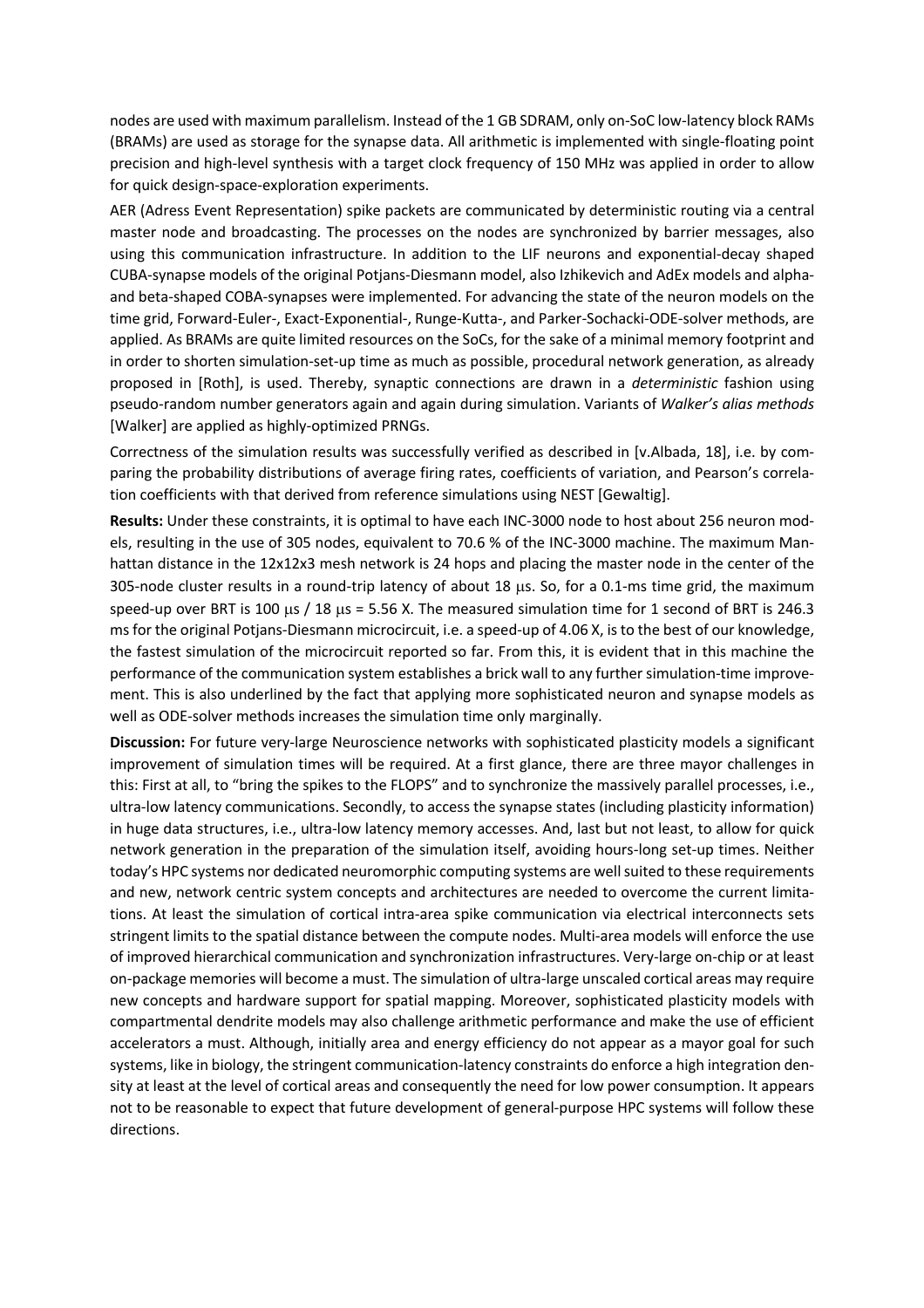nodes are used with maximum parallelism. Instead of the 1 GB SDRAM, only on-SoC low-latency block RAMs (BRAMs) are used as storage for the synapse data. All arithmetic is implemented with single-floating point precision and high-level synthesis with a target clock frequency of 150 MHz was applied in order to allow for quick design-space-exploration experiments.

AER (Adress Event Representation) spike packets are communicated by deterministic routing via a central master node and broadcasting. The processes on the nodes are synchronized by barrier messages, also using this communication infrastructure. In addition to the LIF neurons and exponential-decay shaped CUBA-synapse models of the original Potjans-Diesmann model, also Izhikevich and AdEx models and alpha- and beta-shaped COBA-synapses were implemented. For advancing the state of the neuron models on the time grid, Forward-Euler-, Exact-Exponential-, Runge-Kutta-, and Parker-Sochacki-ODE-solver methods, are applied. As BRAMs are quite limited resources on the SoCs, for the sake of a minimal memory footprint and in order to shorten simulation-set-up time as much as possible, procedural network generation, as already proposed in [Roth], is used. Thereby, synaptic connections are drawn in a *deterministic* fashion using pseudo-random number generators again and again during simulation. Variants of *Walker's alias methods* [Walker] are applied as highly-optimized PRNGs.

Correctness of the simulation results was successfully verified as described in [v.Albada, 18], i.e. by comparing the probability distributions of average firing rates, coefficients of variation, and Pearson's correlation coefficients with that derived from reference simulations using NEST [Gewaltig].

**Results:** Under these constraints, it is optimal to have each INC-3000 node to host about 256 neuron models, resulting in the use of 305 nodes, equivalent to 70.6 % of the INC-3000 machine. The maximum Manhattan distance in the 12x12x3 mesh network is 24 hops and placing the master node in the center of the 305-node cluster results in a round-trip latency of about 18 μs. So, for a 0.1-ms time grid, the maximum speed-up over BRT is 100 μs / 18 μs = 5.56 X. The measured simulation time for 1 second of BRT is 246.3 ms for the original Potjans-Diesmann microcircuit, i.e. a speed-up of 4.06 X, is to the best of our knowledge, the fastest simulation of the microcircuit reported so far. From this, it is evident that in this machine the performance of the communication system establishes a brick wall to any further simulation-time improvement. This is also underlined by the fact that applying more sophisticated neuron and synapse models as well as ODE-solver methods increases the simulation time only marginally.

**Discussion:** For future very-large Neuroscience networks with sophisticated plasticity models a significant improvement of simulation times will be required. At a first glance, there are three mayor challenges in this: First at all, to "bring the spikes to the FLOPS" and to synchronize the massively parallel processes, i.e., ultra-low latency communications. Secondly, to access the synapse states (including plasticity information) in huge data structures, i.e., ultra-low latency memory accesses. And, last but not least, to allow for quick network generation in the preparation of the simulation itself, avoiding hours-long set-up times. Neither today's HPC systems nor dedicated neuromorphic computing systems are well suited to these requirements and new, network centric system concepts and architectures are needed to overcome the current limitations. At least the simulation of cortical intra-area spike communication via electrical interconnects sets stringent limits to the spatial distance between the compute nodes. Multi-area models will enforce the use of improved hierarchical communication and synchronization infrastructures. Very-large on-chip or at least on-package memories will become a must. The simulation of ultra-large unscaled cortical areas may require new concepts and hardware support for spatial mapping. Moreover, sophisticated plasticity models with compartmental dendrite models may also challenge arithmetic performance and make the use of efficient accelerators a must. Although, initially area and energy efficiency do not appear as a mayor goal for such systems, like in biology, the stringent communication-latency constraints do enforce a high integration density at least at the level of cortical areas and consequently the need for low power consumption. It appears not to be reasonable to expect that future development of general-purpose HPC systems will follow these directions.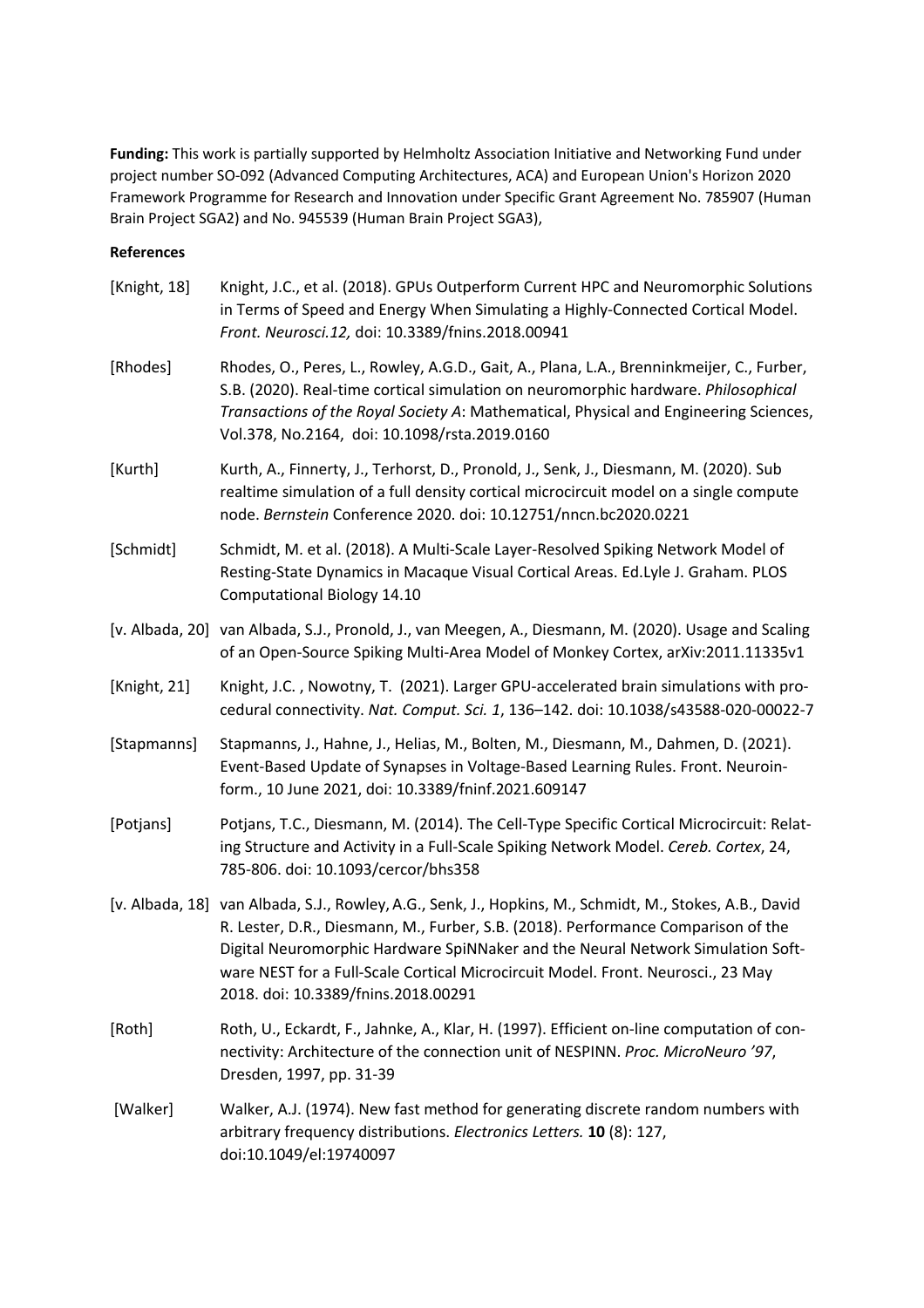**Funding:** This work is partially supported by Helmholtz Association Initiative and Networking Fund under project number SO-092 (Advanced Computing Architectures, ACA) and European Union's Horizon 2020 Framework Programme for Research and Innovation under Specific Grant Agreement No. 785907 (Human Brain Project SGA2) and No. 945539 (Human Brain Project SGA3),

**References**

[Knight, 18] Knight, J.C., et al. (2018). GPUs Outperform Current HPC and Neuromorphic Solutions in Terms of Speed and Energy When Simulating a Highly-Connected Cortical Model. *Front. Neurosci.12,* doi: 10.3389/fnins.2018.00941

[Rhodes] Rhodes, O., Peres, L., Rowley, A.G.D., Gait, A., Plana, L.A., Brenninkmeijer, C., Furber, S.B. (2020). Real-time cortical simulation on neuromorphic hardware. *Philosophical Transactions of the Royal Society A*: Mathematical, Physical and Engineering Sciences, Vol.378, No.2164, doi: 10.1098/rsta.2019.0160

[Kurth] Kurth, A., Finnerty, J., Terhorst, D., Pronold, J., Senk, J., Diesmann, M. (2020). Sub realtime simulation of a full density cortical microcircuit model on a single compute node. *Bernstein* Conference 2020. doi: 10.12751/nncn.bc2020.0221

[Schmidt] Schmidt, M. et al. (2018). A Multi-Scale Layer-Resolved Spiking Network Model of Resting-State Dynamics in Macaque Visual Cortical Areas. Ed.Lyle J. Graham. PLOS Computational Biology 14.10

[v. Albada, 20] van Albada, S.J., Pronold, J., van Meegen, A., Diesmann, M. (2020). Usage and Scaling of an Open-Source Spiking Multi-Area Model of Monkey Cortex, arXiv:2011.11335v1

[Knight, 21] Knight, J.C. , Nowotny, T. (2021). Larger GPU-accelerated brain simulations with procedural connectivity. *Nat. Comput. Sci. 1*, 136–142. doi: 10.1038/s43588-020-00022-7

[Stapmanns] Stapmanns, J., Hahne, J., Helias, M., Bolten, M., Diesmann, M., Dahmen, D. (2021). Event-Based Update of Synapses in Voltage-Based Learning Rules. Front. Neuroinform., 10 June 2021, doi: 10.3389/fninf.2021.609147

[Potjans] Potjans, T.C., Diesmann, M. (2014). The Cell-Type Specific Cortical Microcircuit: Relating Structure and Activity in a Full-Scale Spiking Network Model. *Cereb. Cortex*, 24, 785-806. doi: 10.1093/cercor/bhs358

[v. Albada, 18] van Albada, S.J., Rowley, A.G., Senk, J., Hopkins, M., Schmidt, M., Stokes, A.B., David R. Lester, D.R., Diesmann, M., Furber, S.B. (2018). Performance Comparison of the Digital Neuromorphic Hardware SpiNNaker and the Neural Network Simulation Software NEST for a Full-Scale Cortical Microcircuit Model. Front. Neurosci., 23 May 2018. doi: 10.3389/fnins.2018.00291

[Roth] Roth, U., Eckardt, F., Jahnke, A., Klar, H. (1997). Efficient on-line computation of connectivity: Architecture of the connection unit of NESPINN. *Proc. MicroNeuro '97*, Dresden, 1997, pp. 31-39

[Walker] Walker, A.J. (1974). New fast method for generating discrete random numbers with arbitrary frequency distributions. *Electronics Letters.* **10** (8): 127, doi:10.1049/el:19740097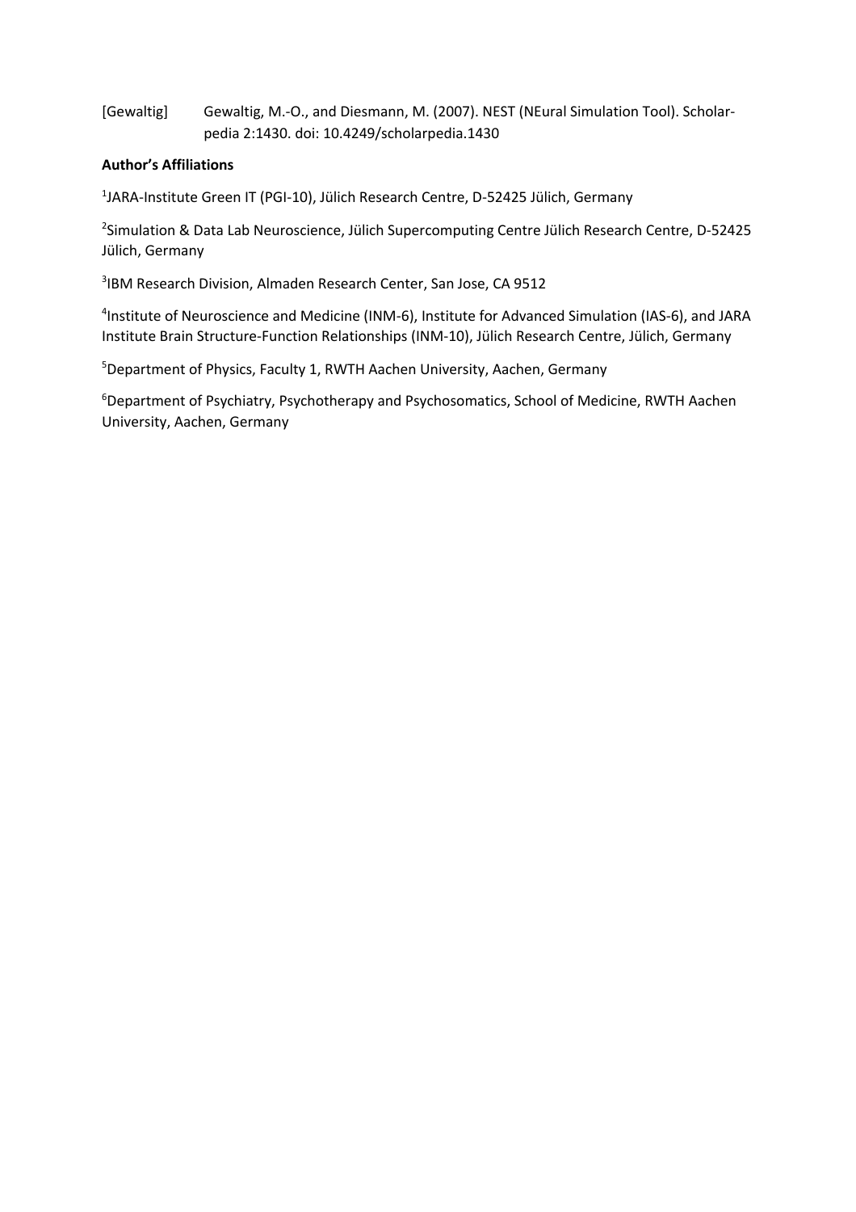[Gewaltig] Gewaltig, M.-O., and Diesmann, M. (2007). NEST (NEural Simulation Tool). Scholarpedia 2:1430. doi: 10.4249/scholarpedia.1430

**Author's Affiliations**

[1]JARA-Institute Green IT (PGI-10), Jülich Research Centre, D-52425 Jülich, Germany

[2]Simulation & Data Lab Neuroscience, Jülich Supercomputing Centre Jülich Research Centre, D-52425 Jülich, Germany

[3]IBM Research Division, Almaden Research Center, San Jose, CA 9512

[4]Institute of Neuroscience and Medicine (INM-6), Institute for Advanced Simulation (IAS-6), and JARA Institute Brain Structure-Function Relationships (INM-10), Jülich Research Centre, Jülich, Germany

[5]Department of Physics, Faculty 1, RWTH Aachen University, Aachen, Germany

[6]Department of Psychiatry, Psychotherapy and Psychosomatics, School of Medicine, RWTH Aachen University, Aachen, Germany